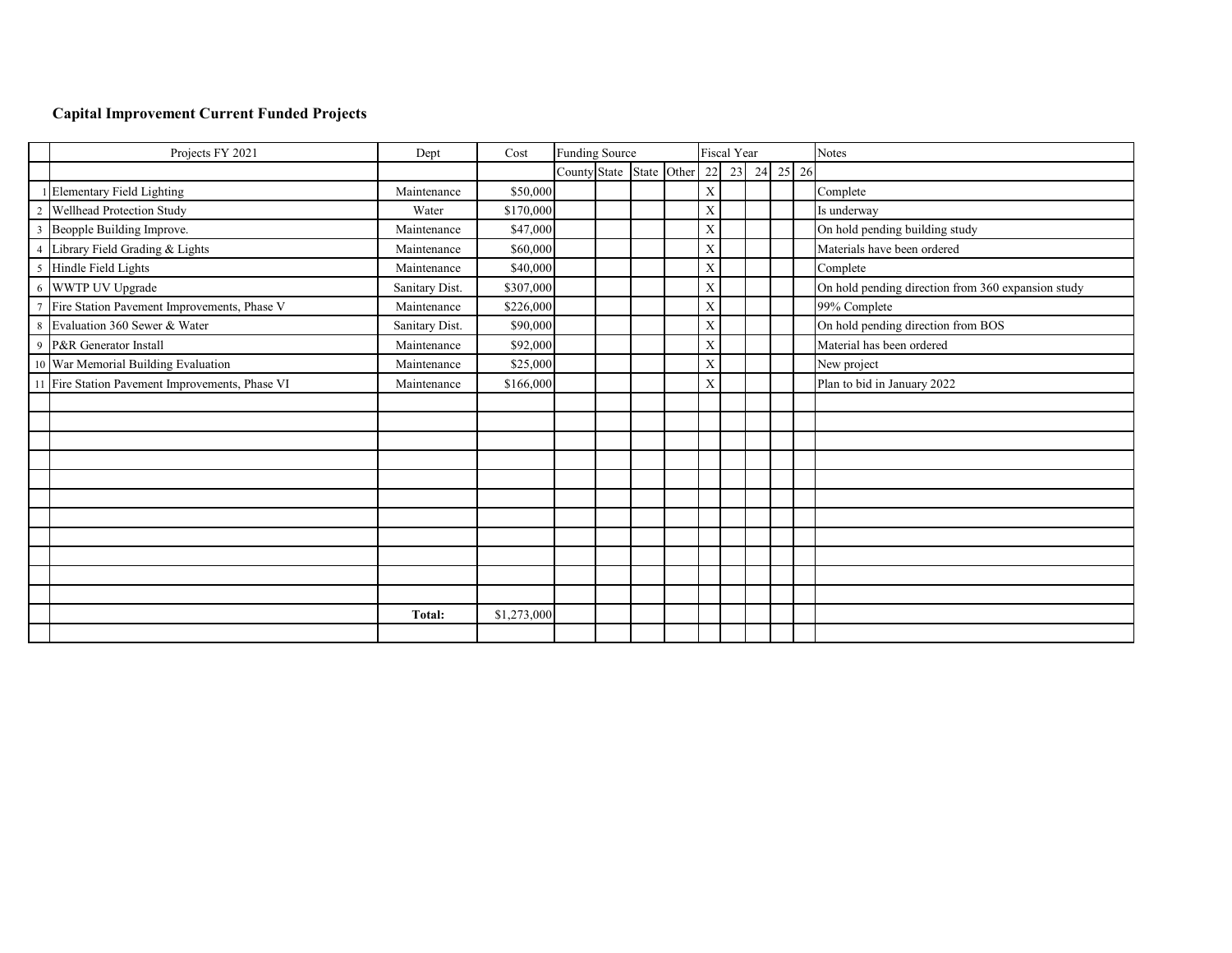## Capital Improvement Current Funded Projects

| | Projects FY 2021 | Dept | Cost | Funding Source | | | | Fiscal Year | | | | | Notes |
|---|---|---|---|---|---|---|---|---|---|---|---|---|---|
| | | | | County | State | State | Other | 22 | 23 | 24 | 25 | 26 | |
| 1 | Elementary Field Lighting | Maintenance | $50,000 | | | | | X | | | | | Complete |
| 2 | Wellhead Protection Study | Water | $170,000 | | | | | X | | | | | Is underway |
| 3 | Beopple Building Improve. | Maintenance | $47,000 | | | | | X | | | | | On hold pending building study |
| 4 | Library Field Grading & Lights | Maintenance | $60,000 | | | | | X | | | | | Materials have been ordered |
| 5 | Hindle Field Lights | Maintenance | $40,000 | | | | | X | | | | | Complete |
| 6 | WWTP UV Upgrade | Sanitary Dist. | $307,000 | | | | | X | | | | | On hold pending direction from 360 expansion study |
| 7 | Fire Station Pavement Improvements, Phase V | Maintenance | $226,000 | | | | | X | | | | | 99% Complete |
| 8 | Evaluation 360 Sewer & Water | Sanitary Dist. | $90,000 | | | | | X | | | | | On hold pending direction from BOS |
| 9 | P&R Generator Install | Maintenance | $92,000 | | | | | X | | | | | Material has been ordered |
| 10 | War Memorial Building Evaluation | Maintenance | $25,000 | | | | | X | | | | | New project |
| 11 | Fire Station Pavement Improvements, Phase VI | Maintenance | $166,000 | | | | | X | | | | | Plan to bid in January 2022 |
| | | **Total:** | $1,273,000 | | | | | | | | | | |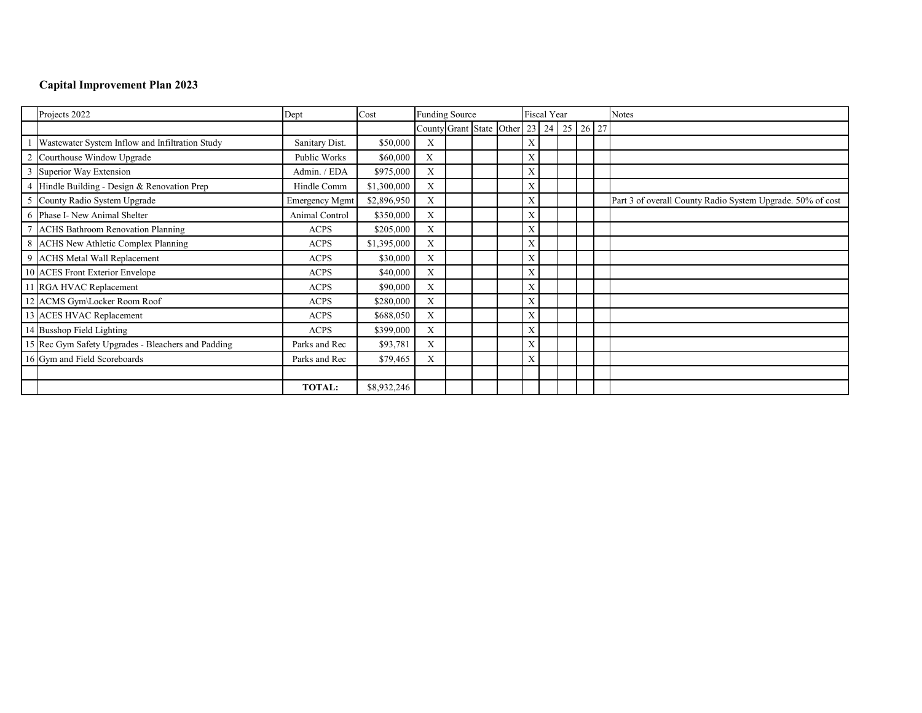**Capital Improvement Plan 2023**

| | Projects 2022 | Dept | Cost | Funding Source | | | | Fiscal Year | | | | | Notes |
|---|---|---|---|---|---|---|---|---|---|---|---|---|---|
| | | | | County | Grant | State | Other | 23 | 24 | 25 | 26 | 27 | |
| 1 | Wastewater System Inflow and Infiltration Study | Sanitary Dist. | $50,000 | X | | | | X | | | | | |
| 2 | Courthouse Window Upgrade | Public Works | $60,000 | X | | | | X | | | | | |
| 3 | Superior Way Extension | Admin. / EDA | $975,000 | X | | | | X | | | | | |
| 4 | Hindle Building - Design & Renovation Prep | Hindle Comm | $1,300,000 | X | | | | X | | | | | |
| 5 | County Radio System Upgrade | Emergency Mgmt | $2,896,950 | X | | | | X | | | | | Part 3 of overall County Radio System Upgrade. 50% of cost |
| 6 | Phase I- New Animal Shelter | Animal Control | $350,000 | X | | | | X | | | | | |
| 7 | ACHS Bathroom Renovation Planning | ACPS | $205,000 | X | | | | X | | | | | |
| 8 | ACHS New Athletic Complex Planning | ACPS | $1,395,000 | X | | | | X | | | | | |
| 9 | ACHS Metal Wall Replacement | ACPS | $30,000 | X | | | | X | | | | | |
| 10 | ACES Front Exterior Envelope | ACPS | $40,000 | X | | | | X | | | | | |
| 11 | RGA HVAC Replacement | ACPS | $90,000 | X | | | | X | | | | | |
| 12 | ACMS Gym\Locker Room Roof | ACPS | $280,000 | X | | | | X | | | | | |
| 13 | ACES HVAC Replacement | ACPS | $688,050 | X | | | | X | | | | | |
| 14 | Busshop Field Lighting | ACPS | $399,000 | X | | | | X | | | | | |
| 15 | Rec Gym Safety Upgrades - Bleachers and Padding | Parks and Rec | $93,781 | X | | | | X | | | | | |
| 16 | Gym and Field Scoreboards | Parks and Rec | $79,465 | X | | | | X | | | | | |
| | | | | | | | | | | | | | |
| | | **TOTAL:** | $8,932,246 | | | | | | | | | | |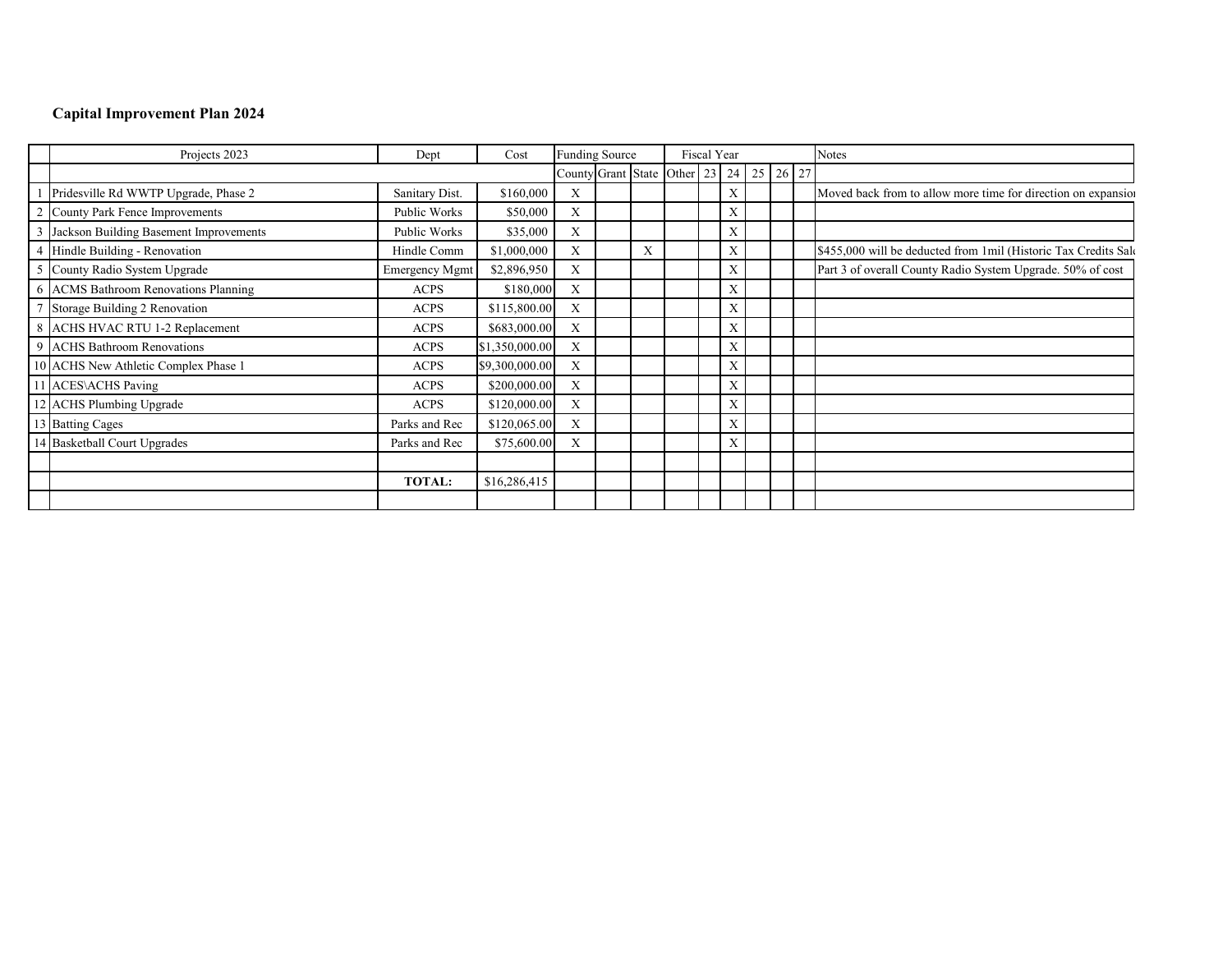**Capital Improvement Plan 2024**

| | Projects 2023 | Dept | Cost | Funding Source | | | | Fiscal Year | | | | | Notes |
|---|---|---|---|---|---|---|---|---|---|---|---|---|---|
| | | | | County | Grant | State | Other | 23 | 24 | 25 | 26 | 27 | |
| 1 | Pridesville Rd WWTP Upgrade, Phase 2 | Sanitary Dist. | $160,000 | X | | | | | X | | | | Moved back from to allow more time for direction on expansion |
| 2 | County Park Fence Improvements | Public Works | $50,000 | X | | | | | X | | | | |
| 3 | Jackson Building Basement Improvements | Public Works | $35,000 | X | | | | | X | | | | |
| 4 | Hindle Building - Renovation | Hindle Comm | $1,000,000 | X | | X | | | X | | | | $455,000 will be deducted from 1mil (Historic Tax Credits Sale |
| 5 | County Radio System Upgrade | Emergency Mgmt | $2,896,950 | X | | | | | X | | | | Part 3 of overall County Radio System Upgrade. 50% of cost |
| 6 | ACMS Bathroom Renovations Planning | ACPS | $180,000 | X | | | | | X | | | | |
| 7 | Storage Building 2 Renovation | ACPS | $115,800.00 | X | | | | | X | | | | |
| 8 | ACHS HVAC RTU 1-2 Replacement | ACPS | $683,000.00 | X | | | | | X | | | | |
| 9 | ACHS Bathroom Renovations | ACPS | $1,350,000.00 | X | | | | | X | | | | |
| 10 | ACHS New Athletic Complex Phase 1 | ACPS | $9,300,000.00 | X | | | | | X | | | | |
| 11 | ACES\ACHS Paving | ACPS | $200,000.00 | X | | | | | X | | | | |
| 12 | ACHS Plumbing Upgrade | ACPS | $120,000.00 | X | | | | | X | | | | |
| 13 | Batting Cages | Parks and Rec | $120,065.00 | X | | | | | X | | | | |
| 14 | Basketball Court Upgrades | Parks and Rec | $75,600.00 | X | | | | | X | | | | |
| | | | | | | | | | | | | | |
| | | **TOTAL:** | $16,286,415 | | | | | | | | | | |
| | | | | | | | | | | | | | |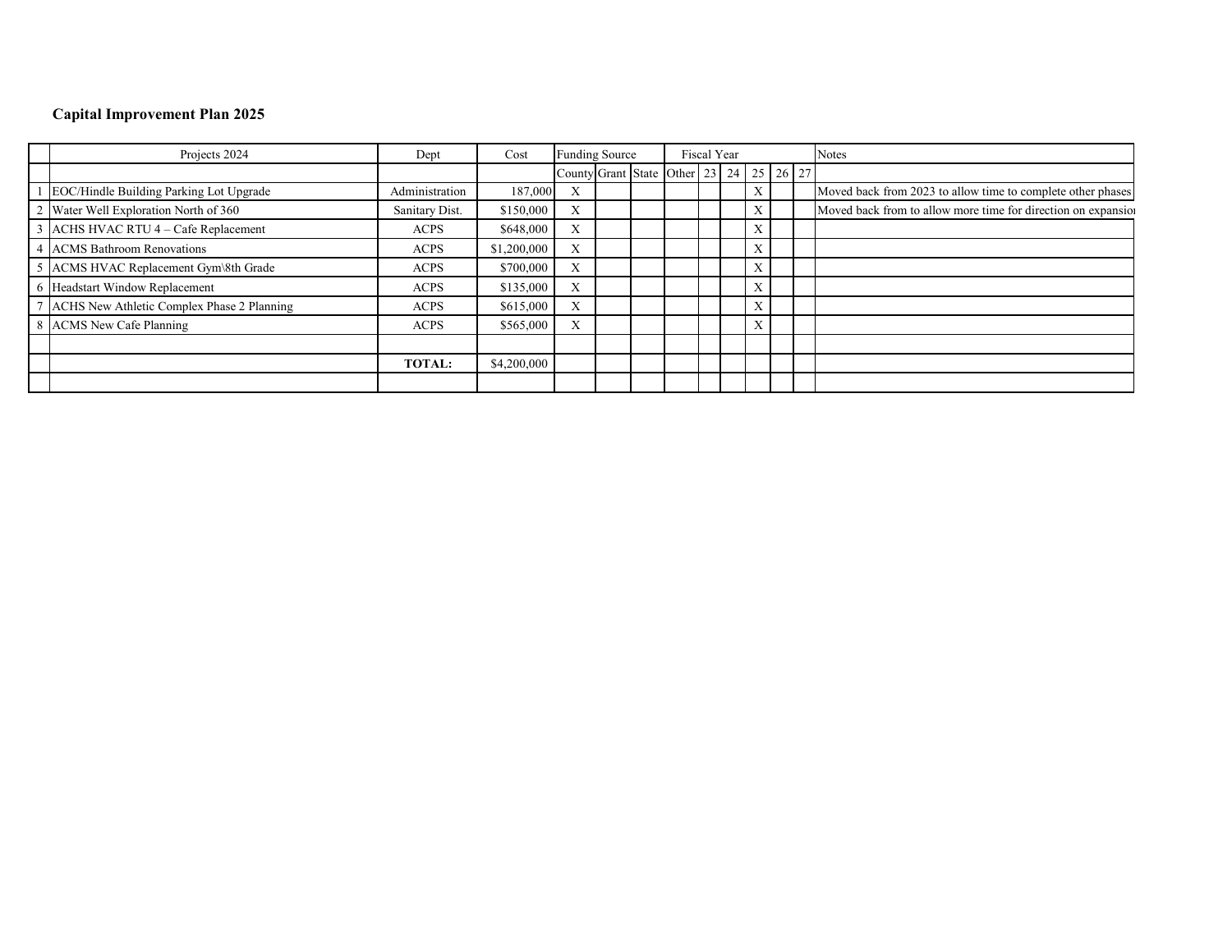**Capital Improvement Plan 2025**

| | Projects 2024 | Dept | Cost | Funding Source | | | | Fiscal Year | | | | | Notes |
|---|---|---|---|---|---|---|---|---|---|---|---|---|---|
| | | | | County | Grant | State | Other | 23 | 24 | 25 | 26 | 27 | |
| 1 | EOC/Hindle Building Parking Lot Upgrade | Administration | 187,000 | X | | | | | | X | | | Moved back from 2023 to allow time to complete other phases |
| 2 | Water Well Exploration North of 360 | Sanitary Dist. | $150,000 | X | | | | | | X | | | Moved back from to allow more time for direction on expansion |
| 3 | ACHS HVAC RTU 4 – Cafe Replacement | ACPS | $648,000 | X | | | | | | X | | | |
| 4 | ACMS Bathroom Renovations | ACPS | $1,200,000 | X | | | | | | X | | | |
| 5 | ACMS HVAC Replacement Gym\8th Grade | ACPS | $700,000 | X | | | | | | X | | | |
| 6 | Headstart Window Replacement | ACPS | $135,000 | X | | | | | | X | | | |
| 7 | ACHS New Athletic Complex Phase 2 Planning | ACPS | $615,000 | X | | | | | | X | | | |
| 8 | ACMS New Cafe Planning | ACPS | $565,000 | X | | | | | | X | | | |
| | | | | | | | | | | | | | |
| | | **TOTAL:** | $4,200,000 | | | | | | | | | | |
| | | | | | | | | | | | | | |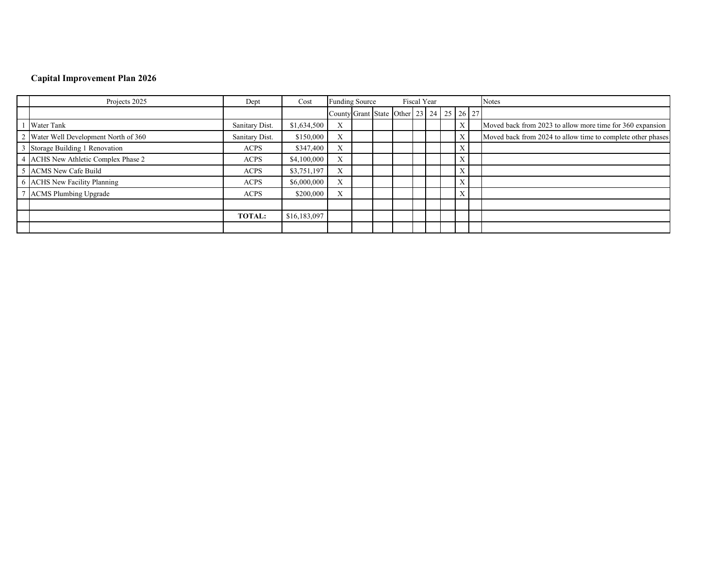**Capital Improvement Plan 2026**

| | Projects 2025 | Dept | Cost | Funding Source | | | | Fiscal Year | | | | | Notes |
|---|---|---|---|---|---|---|---|---|---|---|---|---|---|
| | | | | County | Grant | State | Other | 23 | 24 | 25 | 26 | 27 | |
| 1 | Water Tank | Sanitary Dist. | $1,634,500 | X | | | | | | | X | | Moved back from 2023 to allow more time for 360 expansion |
| 2 | Water Well Development North of 360 | Sanitary Dist. | $150,000 | X | | | | | | | X | | Moved back from 2024 to allow time to complete other phases |
| 3 | Storage Building 1 Renovation | ACPS | $347,400 | X | | | | | | | X | | |
| 4 | ACHS New Athletic Complex Phase 2 | ACPS | $4,100,000 | X | | | | | | | X | | |
| 5 | ACMS New Cafe Build | ACPS | $3,751,197 | X | | | | | | | X | | |
| 6 | ACHS New Facility Planning | ACPS | $6,000,000 | X | | | | | | | X | | |
| 7 | ACMS Plumbing Upgrade | ACPS | $200,000 | X | | | | | | | X | | |
| | | | | | | | | | | | | | |
| | | **TOTAL:** | $16,183,097 | | | | | | | | | | |
| | | | | | | | | | | | | | |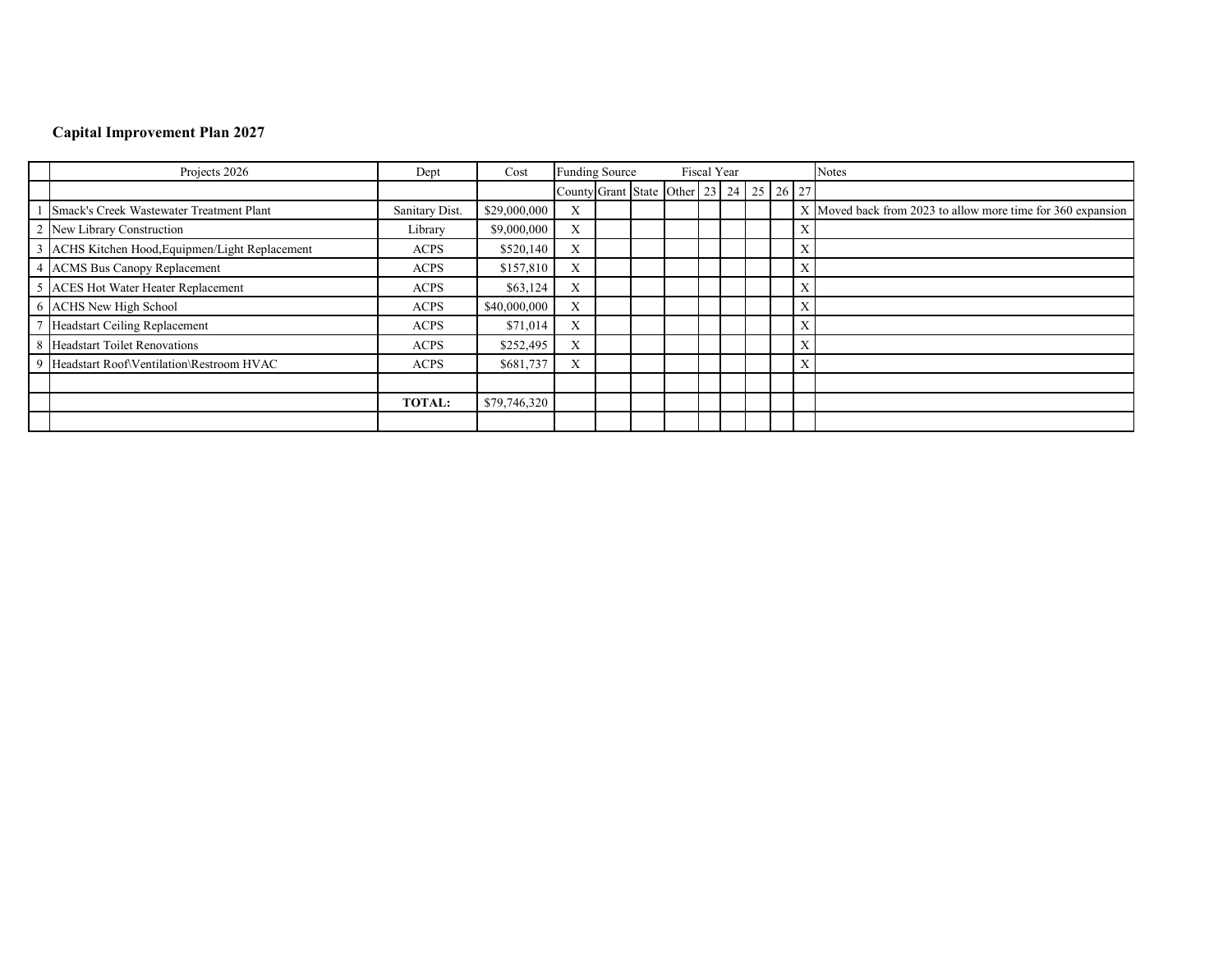**Capital Improvement Plan 2027**

| | Projects 2026 | Dept | Cost | Funding Source | | | | Fiscal Year | | | | | Notes |
|---|---|---|---|---|---|---|---|---|---|---|---|---|---|
| | | | | County | Grant | State | Other | 23 | 24 | 25 | 26 | 27 | |
| 1 | Smack's Creek Wastewater Treatment Plant | Sanitary Dist. | $29,000,000 | X | | | | | | | | X | Moved back from 2023 to allow more time for 360 expansion |
| 2 | New Library Construction | Library | $9,000,000 | X | | | | | | | | X | |
| 3 | ACHS Kitchen Hood,Equipmen/Light Replacement | ACPS | $520,140 | X | | | | | | | | X | |
| 4 | ACMS Bus Canopy Replacement | ACPS | $157,810 | X | | | | | | | | X | |
| 5 | ACES Hot Water Heater Replacement | ACPS | $63,124 | X | | | | | | | | X | |
| 6 | ACHS New High School | ACPS | $40,000,000 | X | | | | | | | | X | |
| 7 | Headstart Ceiling Replacement | ACPS | $71,014 | X | | | | | | | | X | |
| 8 | Headstart Toilet Renovations | ACPS | $252,495 | X | | | | | | | | X | |
| 9 | Headstart Roof\Ventilation\Restroom HVAC | ACPS | $681,737 | X | | | | | | | | X | |
| | | | | | | | | | | | | | |
| | | **TOTAL:** | $79,746,320 | | | | | | | | | | |
| | | | | | | | | | | | | | |